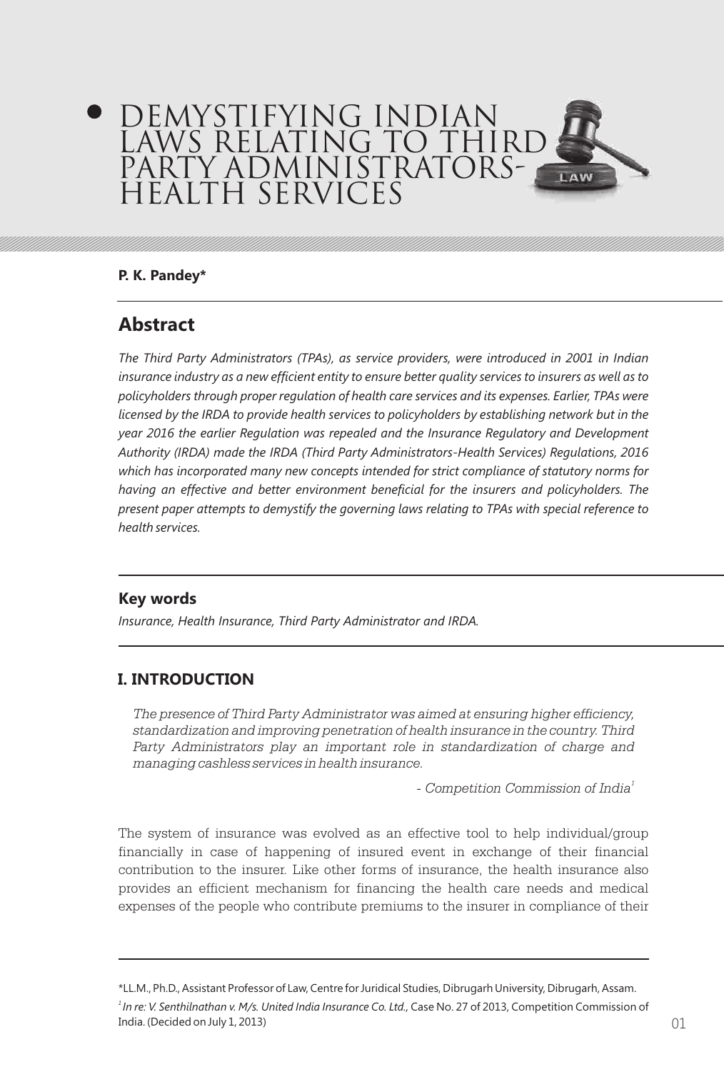# DEMYSTIFYING INDIAN LAWS RELATING TO THIRD PARTY ADMINISTRATORS-HEALTH SERVICES

**P. K. Pandey***

## Abstract

*The Third Party Administrators (TPAs), as service providers, were introduced in 2001 in Indian insurance industry as a new efficient entity to ensure better quality services to insurers as well as to policyholders through proper regulation of health care services and its expenses. Earlier, TPAs were licensed by the IRDA to provide health services to policyholders by establishing network but in the year 2016 the earlier Regulation was repealed and the Insurance Regulatory and Development Authority (IRDA) made the IRDA (Third Party Administrators-Health Services) Regulations, 2016 which has incorporated many new concepts intended for strict compliance of statutory norms for having an effective and better environment beneficial for the insurers and policyholders. The present paper attempts to demystify the governing laws relating to TPAs with special reference to health services.*

### Key words

*Insurance, Health Insurance, Third Party Administrator and IRDA.*

## I. INTRODUCTION

> *The presence of Third Party Administrator was aimed at ensuring higher efficiency, standardization and improving penetration of health insurance in the country. Third Party Administrators play an important role in standardization of charge and managing cashless services in health insurance.*
>
> *- Competition Commission of India*[1]

The system of insurance was evolved as an effective tool to help individual/group financially in case of happening of insured event in exchange of their financial contribution to the insurer. Like other forms of insurance, the health insurance also provides an efficient mechanism for financing the health care needs and medical expenses of the people who contribute premiums to the insurer in compliance of their

---

*LL.M., Ph.D., Assistant Professor of Law, Centre for Juridical Studies, Dibrugarh University, Dibrugarh, Assam.

[1] *In re: V. Senthilnathan v. M/s. United India Insurance Co. Ltd.,* Case No. 27 of 2013, Competition Commission of India. (Decided on July 1, 2013)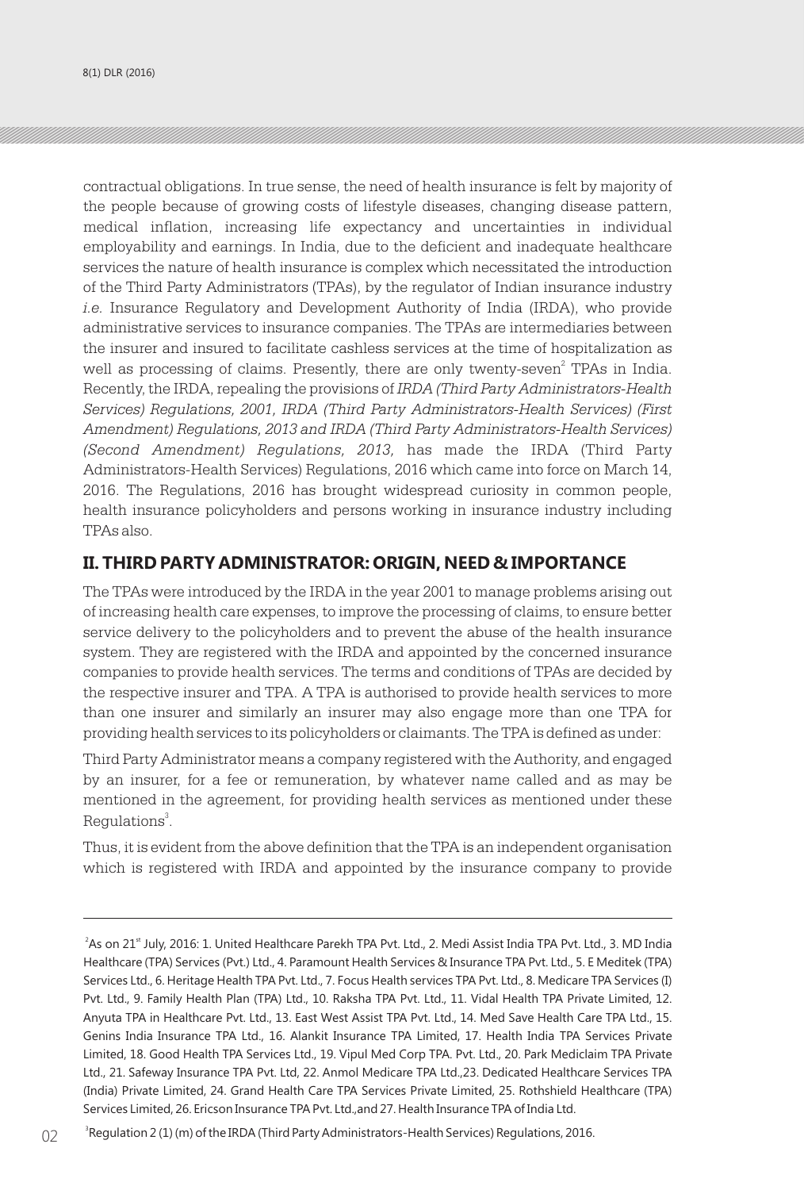contractual obligations. In true sense, the need of health insurance is felt by majority of the people because of growing costs of lifestyle diseases, changing disease pattern, medical inflation, increasing life expectancy and uncertainties in individual employability and earnings. In India, due to the deficient and inadequate healthcare services the nature of health insurance is complex which necessitated the introduction of the Third Party Administrators (TPAs), by the regulator of Indian insurance industry *i.e.* Insurance Regulatory and Development Authority of India (IRDA), who provide administrative services to insurance companies. The TPAs are intermediaries between the insurer and insured to facilitate cashless services at the time of hospitalization as well as processing of claims. Presently, there are only twenty-seven[2] TPAs in India. Recently, the IRDA, repealing the provisions of *IRDA (Third Party Administrators-Health Services) Regulations, 2001, IRDA (Third Party Administrators-Health Services) (First Amendment) Regulations, 2013 and IRDA (Third Party Administrators-Health Services) (Second Amendment) Regulations, 2013,* has made the IRDA (Third Party Administrators-Health Services) Regulations, 2016 which came into force on March 14, 2016. The Regulations, 2016 has brought widespread curiosity in common people, health insurance policyholders and persons working in insurance industry including TPAs also.

## II. THIRD PARTY ADMINISTRATOR: ORIGIN, NEED & IMPORTANCE

The TPAs were introduced by the IRDA in the year 2001 to manage problems arising out of increasing health care expenses, to improve the processing of claims, to ensure better service delivery to the policyholders and to prevent the abuse of the health insurance system. They are registered with the IRDA and appointed by the concerned insurance companies to provide health services. The terms and conditions of TPAs are decided by the respective insurer and TPA. A TPA is authorised to provide health services to more than one insurer and similarly an insurer may also engage more than one TPA for providing health services to its policyholders or claimants. The TPA is defined as under:

Third Party Administrator means a company registered with the Authority, and engaged by an insurer, for a fee or remuneration, by whatever name called and as may be mentioned in the agreement, for providing health services as mentioned under these Regulations[3].

Thus, it is evident from the above definition that the TPA is an independent organisation which is registered with IRDA and appointed by the insurance company to provide

---

[2] As on 21st July, 2016: 1. United Healthcare Parekh TPA Pvt. Ltd., 2. Medi Assist India TPA Pvt. Ltd., 3. MD India Healthcare (TPA) Services (Pvt.) Ltd., 4. Paramount Health Services & Insurance TPA Pvt. Ltd., 5. E Meditek (TPA) Services Ltd., 6. Heritage Health TPA Pvt. Ltd., 7. Focus Health services TPA Pvt. Ltd., 8. Medicare TPA Services (I) Pvt. Ltd., 9. Family Health Plan (TPA) Ltd., 10. Raksha TPA Pvt. Ltd., 11. Vidal Health TPA Private Limited, 12. Anyuta TPA in Healthcare Pvt. Ltd., 13. East West Assist TPA Pvt. Ltd., 14. Med Save Health Care TPA Ltd., 15. Genins India Insurance TPA Ltd., 16. Alankit Insurance TPA Limited, 17. Health India TPA Services Private Limited, 18. Good Health TPA Services Ltd., 19. Vipul Med Corp TPA. Pvt. Ltd., 20. Park Mediclaim TPA Private Ltd., 21. Safeway Insurance TPA Pvt. Ltd, 22. Anmol Medicare TPA Ltd.,23. Dedicated Healthcare Services TPA (India) Private Limited, 24. Grand Health Care TPA Services Private Limited, 25. Rothshield Healthcare (TPA) Services Limited, 26. Ericson Insurance TPA Pvt. Ltd.,and 27. Health Insurance TPA of India Ltd.

[3] Regulation 2 (1) (m) of the IRDA (Third Party Administrators-Health Services) Regulations, 2016.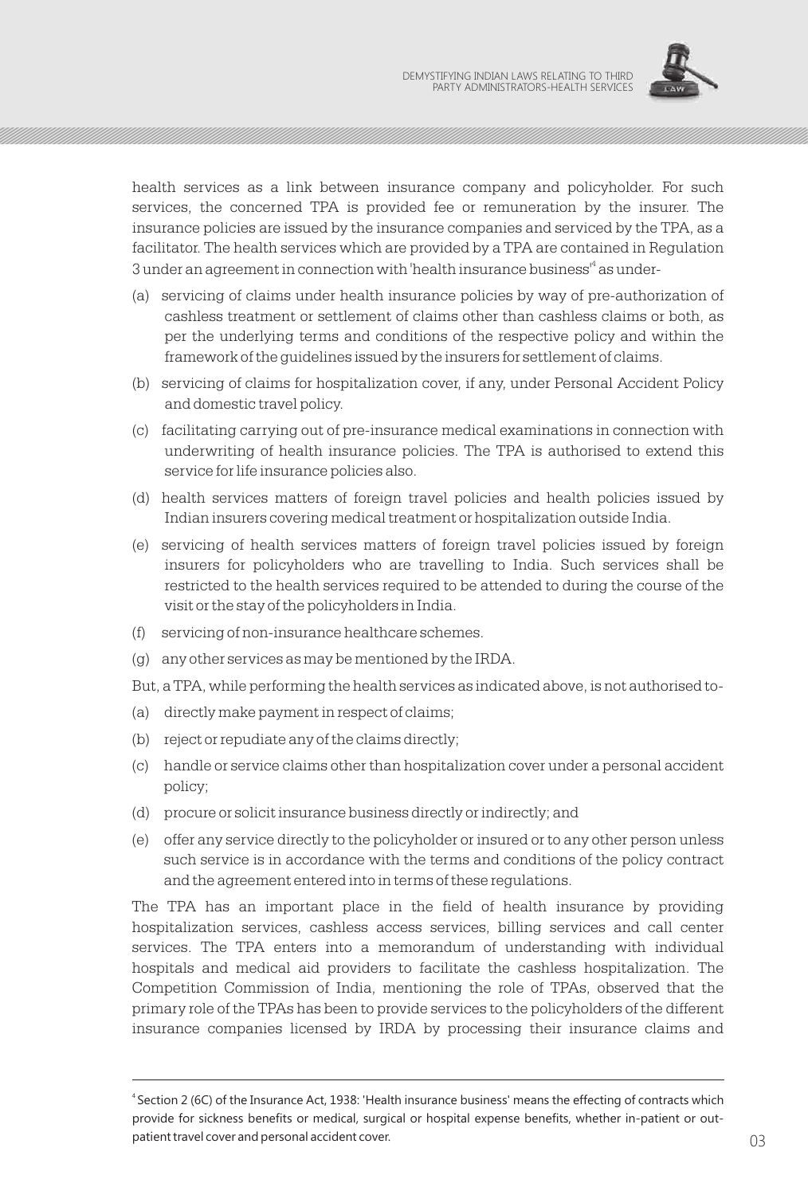health services as a link between insurance company and policyholder. For such services, the concerned TPA is provided fee or remuneration by the insurer. The insurance policies are issued by the insurance companies and serviced by the TPA, as a facilitator. The health services which are provided by a TPA are contained in Regulation 3 under an agreement in connection with 'health insurance business'[4] as under-

(a) servicing of claims under health insurance policies by way of pre-authorization of cashless treatment or settlement of claims other than cashless claims or both, as per the underlying terms and conditions of the respective policy and within the framework of the guidelines issued by the insurers for settlement of claims.

(b) servicing of claims for hospitalization cover, if any, under Personal Accident Policy and domestic travel policy.

(c) facilitating carrying out of pre-insurance medical examinations in connection with underwriting of health insurance policies. The TPA is authorised to extend this service for life insurance policies also.

(d) health services matters of foreign travel policies and health policies issued by Indian insurers covering medical treatment or hospitalization outside India.

(e) servicing of health services matters of foreign travel policies issued by foreign insurers for policyholders who are travelling to India. Such services shall be restricted to the health services required to be attended to during the course of the visit or the stay of the policyholders in India.

(f) servicing of non-insurance healthcare schemes.

(g) any other services as may be mentioned by the IRDA.

But, a TPA, while performing the health services as indicated above, is not authorised to-

(a) directly make payment in respect of claims;

(b) reject or repudiate any of the claims directly;

(c) handle or service claims other than hospitalization cover under a personal accident policy;

(d) procure or solicit insurance business directly or indirectly; and

(e) offer any service directly to the policyholder or insured or to any other person unless such service is in accordance with the terms and conditions of the policy contract and the agreement entered into in terms of these regulations.

The TPA has an important place in the field of health insurance by providing hospitalization services, cashless access services, billing services and call center services. The TPA enters into a memorandum of understanding with individual hospitals and medical aid providers to facilitate the cashless hospitalization. The Competition Commission of India, mentioning the role of TPAs, observed that the primary role of the TPAs has been to provide services to the policyholders of the different insurance companies licensed by IRDA by processing their insurance claims and

---

[4] Section 2 (6C) of the Insurance Act, 1938: 'Health insurance business' means the effecting of contracts which provide for sickness benefits or medical, surgical or hospital expense benefits, whether in-patient or out-patient travel cover and personal accident cover.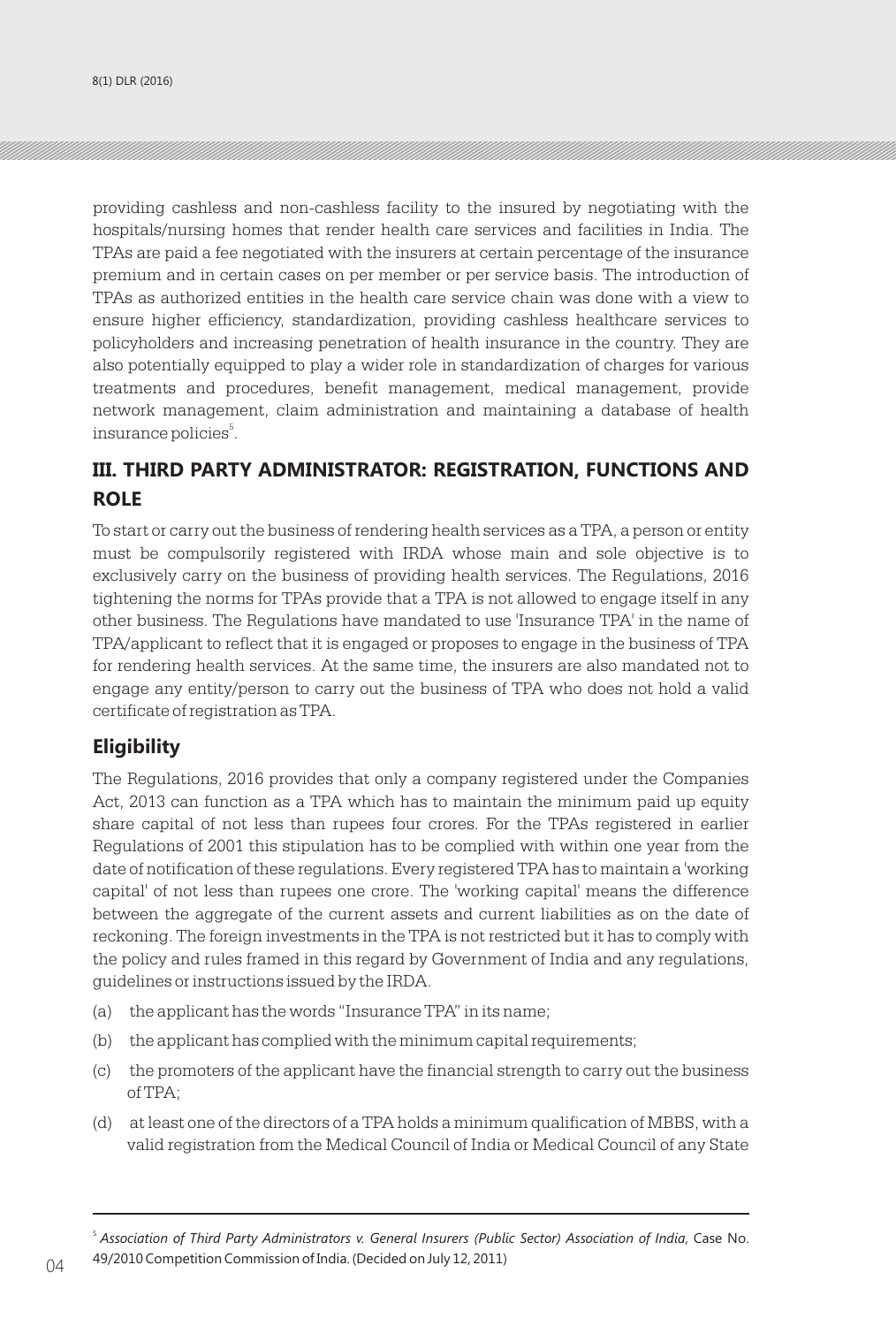providing cashless and non-cashless facility to the insured by negotiating with the hospitals/nursing homes that render health care services and facilities in India. The TPAs are paid a fee negotiated with the insurers at certain percentage of the insurance premium and in certain cases on per member or per service basis. The introduction of TPAs as authorized entities in the health care service chain was done with a view to ensure higher efficiency, standardization, providing cashless healthcare services to policyholders and increasing penetration of health insurance in the country. They are also potentially equipped to play a wider role in standardization of charges for various treatments and procedures, benefit management, medical management, provide network management, claim administration and maintaining a database of health insurance policies[5].

## III. THIRD PARTY ADMINISTRATOR: REGISTRATION, FUNCTIONS AND ROLE

To start or carry out the business of rendering health services as a TPA, a person or entity must be compulsorily registered with IRDA whose main and sole objective is to exclusively carry on the business of providing health services. The Regulations, 2016 tightening the norms for TPAs provide that a TPA is not allowed to engage itself in any other business. The Regulations have mandated to use 'Insurance TPA' in the name of TPA/applicant to reflect that it is engaged or proposes to engage in the business of TPA for rendering health services. At the same time, the insurers are also mandated not to engage any entity/person to carry out the business of TPA who does not hold a valid certificate of registration as TPA.

### Eligibility

The Regulations, 2016 provides that only a company registered under the Companies Act, 2013 can function as a TPA which has to maintain the minimum paid up equity share capital of not less than rupees four crores. For the TPAs registered in earlier Regulations of 2001 this stipulation has to be complied with within one year from the date of notification of these regulations. Every registered TPA has to maintain a 'working capital' of not less than rupees one crore. The 'working capital' means the difference between the aggregate of the current assets and current liabilities as on the date of reckoning. The foreign investments in the TPA is not restricted but it has to comply with the policy and rules framed in this regard by Government of India and any regulations, guidelines or instructions issued by the IRDA.

(a) the applicant has the words "Insurance TPA" in its name;

(b) the applicant has complied with the minimum capital requirements;

(c) the promoters of the applicant have the financial strength to carry out the business of TPA;

(d) at least one of the directors of a TPA holds a minimum qualification of MBBS, with a valid registration from the Medical Council of India or Medical Council of any State

---

[5] *Association of Third Party Administrators v. General Insurers (Public Sector) Association of India*, Case No. 49/2010 Competition Commission of India. (Decided on July 12, 2011)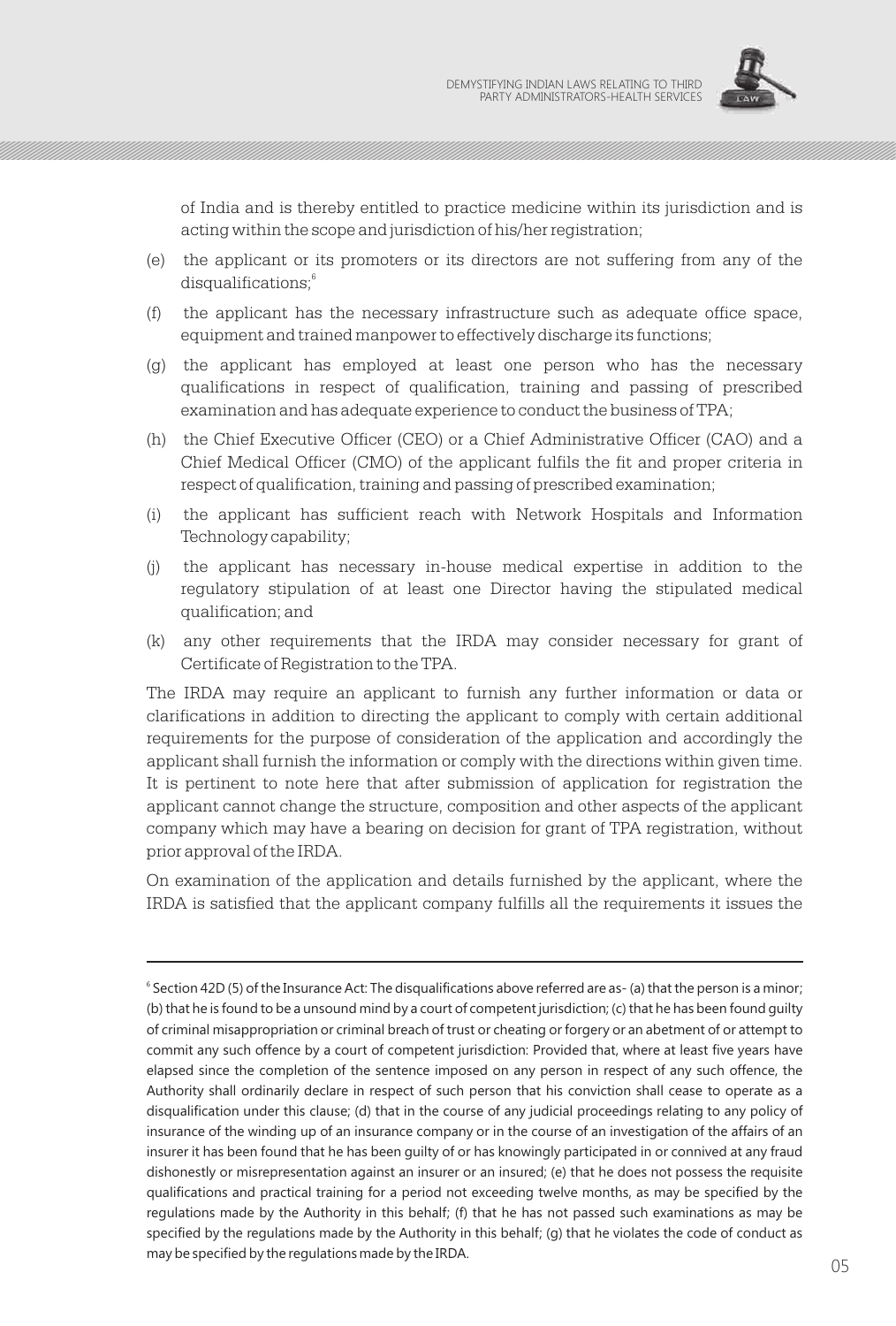of India and is thereby entitled to practice medicine within its jurisdiction and is acting within the scope and jurisdiction of his/her registration;

(e) the applicant or its promoters or its directors are not suffering from any of the disqualifications;[6]

(f) the applicant has the necessary infrastructure such as adequate office space, equipment and trained manpower to effectively discharge its functions;

(g) the applicant has employed at least one person who has the necessary qualifications in respect of qualification, training and passing of prescribed examination and has adequate experience to conduct the business of TPA;

(h) the Chief Executive Officer (CEO) or a Chief Administrative Officer (CAO) and a Chief Medical Officer (CMO) of the applicant fulfils the fit and proper criteria in respect of qualification, training and passing of prescribed examination;

(i) the applicant has sufficient reach with Network Hospitals and Information Technology capability;

(j) the applicant has necessary in-house medical expertise in addition to the regulatory stipulation of at least one Director having the stipulated medical qualification; and

(k) any other requirements that the IRDA may consider necessary for grant of Certificate of Registration to the TPA.

The IRDA may require an applicant to furnish any further information or data or clarifications in addition to directing the applicant to comply with certain additional requirements for the purpose of consideration of the application and accordingly the applicant shall furnish the information or comply with the directions within given time. It is pertinent to note here that after submission of application for registration the applicant cannot change the structure, composition and other aspects of the applicant company which may have a bearing on decision for grant of TPA registration, without prior approval of the IRDA.

On examination of the application and details furnished by the applicant, where the IRDA is satisfied that the applicant company fulfills all the requirements it issues the

---

[6] Section 42D (5) of the Insurance Act: The disqualifications above referred are as- (a) that the person is a minor; (b) that he is found to be a unsound mind by a court of competent jurisdiction; (c) that he has been found guilty of criminal misappropriation or criminal breach of trust or cheating or forgery or an abetment of or attempt to commit any such offence by a court of competent jurisdiction: Provided that, where at least five years have elapsed since the completion of the sentence imposed on any person in respect of any such offence, the Authority shall ordinarily declare in respect of such person that his conviction shall cease to operate as a disqualification under this clause; (d) that in the course of any judicial proceedings relating to any policy of insurance of the winding up of an insurance company or in the course of an investigation of the affairs of an insurer it has been found that he has been guilty of or has knowingly participated in or connived at any fraud dishonestly or misrepresentation against an insurer or an insured; (e) that he does not possess the requisite qualifications and practical training for a period not exceeding twelve months, as may be specified by the regulations made by the Authority in this behalf; (f) that he has not passed such examinations as may be specified by the regulations made by the Authority in this behalf; (g) that he violates the code of conduct as may be specified by the regulations made by the IRDA.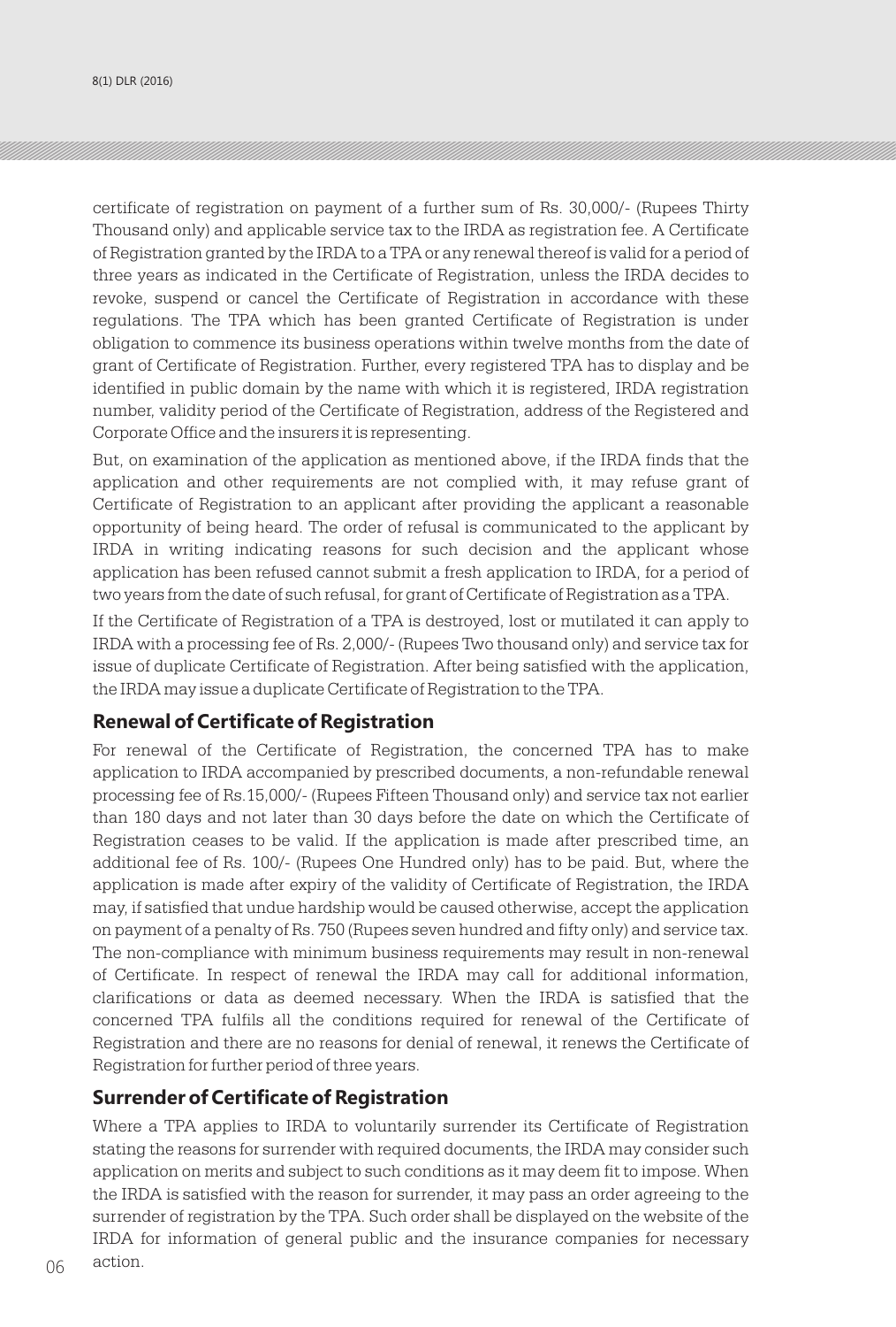certificate of registration on payment of a further sum of Rs. 30,000/- (Rupees Thirty Thousand only) and applicable service tax to the IRDA as registration fee. A Certificate of Registration granted by the IRDA to a TPA or any renewal thereof is valid for a period of three years as indicated in the Certificate of Registration, unless the IRDA decides to revoke, suspend or cancel the Certificate of Registration in accordance with these regulations. The TPA which has been granted Certificate of Registration is under obligation to commence its business operations within twelve months from the date of grant of Certificate of Registration. Further, every registered TPA has to display and be identified in public domain by the name with which it is registered, IRDA registration number, validity period of the Certificate of Registration, address of the Registered and Corporate Office and the insurers it is representing.

But, on examination of the application as mentioned above, if the IRDA finds that the application and other requirements are not complied with, it may refuse grant of Certificate of Registration to an applicant after providing the applicant a reasonable opportunity of being heard. The order of refusal is communicated to the applicant by IRDA in writing indicating reasons for such decision and the applicant whose application has been refused cannot submit a fresh application to IRDA, for a period of two years from the date of such refusal, for grant of Certificate of Registration as a TPA.

If the Certificate of Registration of a TPA is destroyed, lost or mutilated it can apply to IRDA with a processing fee of Rs. 2,000/- (Rupees Two thousand only) and service tax for issue of duplicate Certificate of Registration. After being satisfied with the application, the IRDA may issue a duplicate Certificate of Registration to the TPA.

## Renewal of Certificate of Registration

For renewal of the Certificate of Registration, the concerned TPA has to make application to IRDA accompanied by prescribed documents, a non-refundable renewal processing fee of Rs.15,000/- (Rupees Fifteen Thousand only) and service tax not earlier than 180 days and not later than 30 days before the date on which the Certificate of Registration ceases to be valid. If the application is made after prescribed time, an additional fee of Rs. 100/- (Rupees One Hundred only) has to be paid. But, where the application is made after expiry of the validity of Certificate of Registration, the IRDA may, if satisfied that undue hardship would be caused otherwise, accept the application on payment of a penalty of Rs. 750 (Rupees seven hundred and fifty only) and service tax. The non-compliance with minimum business requirements may result in non-renewal of Certificate. In respect of renewal the IRDA may call for additional information, clarifications or data as deemed necessary. When the IRDA is satisfied that the concerned TPA fulfils all the conditions required for renewal of the Certificate of Registration and there are no reasons for denial of renewal, it renews the Certificate of Registration for further period of three years.

## Surrender of Certificate of Registration

Where a TPA applies to IRDA to voluntarily surrender its Certificate of Registration stating the reasons for surrender with required documents, the IRDA may consider such application on merits and subject to such conditions as it may deem fit to impose. When the IRDA is satisfied with the reason for surrender, it may pass an order agreeing to the surrender of registration by the TPA. Such order shall be displayed on the website of the IRDA for information of general public and the insurance companies for necessary action.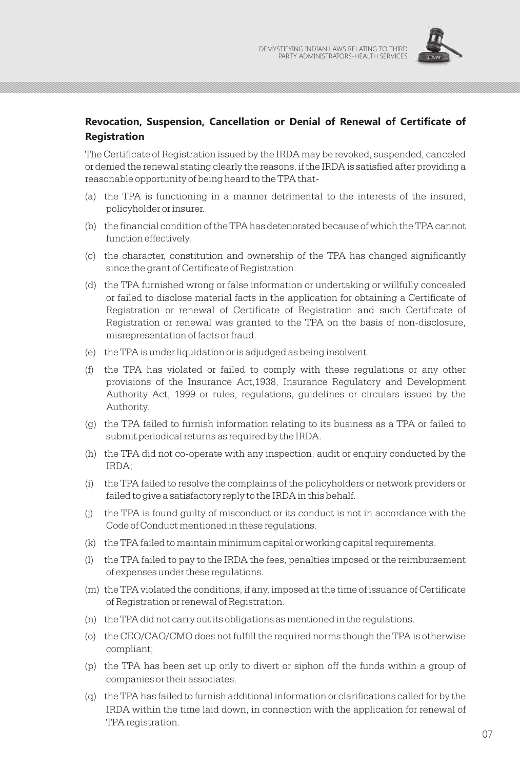## Revocation, Suspension, Cancellation or Denial of Renewal of Certificate of Registration

The Certificate of Registration issued by the IRDA may be revoked, suspended, canceled or denied the renewal stating clearly the reasons, if the IRDA is satisfied after providing a reasonable opportunity of being heard to the TPA that-

(a) the TPA is functioning in a manner detrimental to the interests of the insured, policyholder or insurer.

(b) the financial condition of the TPA has deteriorated because of which the TPA cannot function effectively.

(c) the character, constitution and ownership of the TPA has changed significantly since the grant of Certificate of Registration.

(d) the TPA furnished wrong or false information or undertaking or willfully concealed or failed to disclose material facts in the application for obtaining a Certificate of Registration or renewal of Certificate of Registration and such Certificate of Registration or renewal was granted to the TPA on the basis of non-disclosure, misrepresentation of facts or fraud.

(e) the TPA is under liquidation or is adjudged as being insolvent.

(f) the TPA has violated or failed to comply with these regulations or any other provisions of the Insurance Act,1938, Insurance Regulatory and Development Authority Act, 1999 or rules, regulations, guidelines or circulars issued by the Authority.

(g) the TPA failed to furnish information relating to its business as a TPA or failed to submit periodical returns as required by the IRDA.

(h) the TPA did not co-operate with any inspection, audit or enquiry conducted by the IRDA;

(i) the TPA failed to resolve the complaints of the policyholders or network providers or failed to give a satisfactory reply to the IRDA in this behalf.

(j) the TPA is found guilty of misconduct or its conduct is not in accordance with the Code of Conduct mentioned in these regulations.

(k) the TPA failed to maintain minimum capital or working capital requirements.

(l) the TPA failed to pay to the IRDA the fees, penalties imposed or the reimbursement of expenses under these regulations.

(m) the TPA violated the conditions, if any, imposed at the time of issuance of Certificate of Registration or renewal of Registration.

(n) the TPA did not carry out its obligations as mentioned in the regulations.

(o) the CEO/CAO/CMO does not fulfill the required norms though the TPA is otherwise compliant;

(p) the TPA has been set up only to divert or siphon off the funds within a group of companies or their associates.

(q) the TPA has failed to furnish additional information or clarifications called for by the IRDA within the time laid down, in connection with the application for renewal of TPA registration.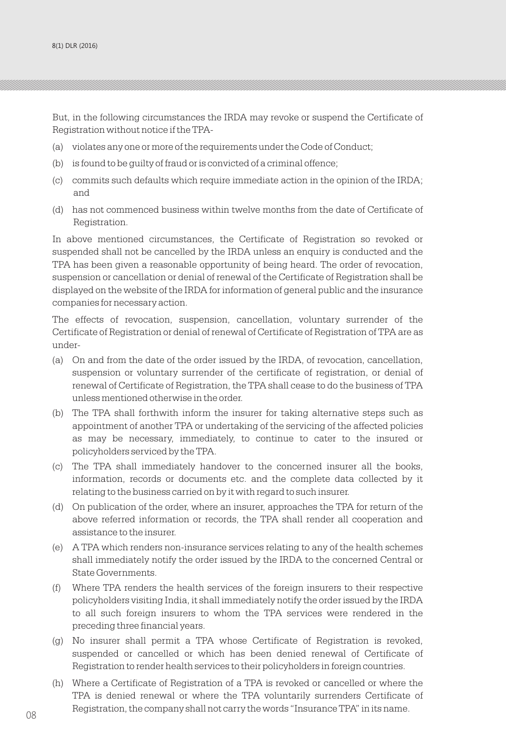But, in the following circumstances the IRDA may revoke or suspend the Certificate of Registration without notice if the TPA-

(a) violates any one or more of the requirements under the Code of Conduct;

(b) is found to be guilty of fraud or is convicted of a criminal offence;

(c) commits such defaults which require immediate action in the opinion of the IRDA; and

(d) has not commenced business within twelve months from the date of Certificate of Registration.

In above mentioned circumstances, the Certificate of Registration so revoked or suspended shall not be cancelled by the IRDA unless an enquiry is conducted and the TPA has been given a reasonable opportunity of being heard. The order of revocation, suspension or cancellation or denial of renewal of the Certificate of Registration shall be displayed on the website of the IRDA for information of general public and the insurance companies for necessary action.

The effects of revocation, suspension, cancellation, voluntary surrender of the Certificate of Registration or denial of renewal of Certificate of Registration of TPA are as under-

(a) On and from the date of the order issued by the IRDA, of revocation, cancellation, suspension or voluntary surrender of the certificate of registration, or denial of renewal of Certificate of Registration, the TPA shall cease to do the business of TPA unless mentioned otherwise in the order.

(b) The TPA shall forthwith inform the insurer for taking alternative steps such as appointment of another TPA or undertaking of the servicing of the affected policies as may be necessary, immediately, to continue to cater to the insured or policyholders serviced by the TPA.

(c) The TPA shall immediately handover to the concerned insurer all the books, information, records or documents etc. and the complete data collected by it relating to the business carried on by it with regard to such insurer.

(d) On publication of the order, where an insurer, approaches the TPA for return of the above referred information or records, the TPA shall render all cooperation and assistance to the insurer.

(e) A TPA which renders non-insurance services relating to any of the health schemes shall immediately notify the order issued by the IRDA to the concerned Central or State Governments.

(f) Where TPA renders the health services of the foreign insurers to their respective policyholders visiting India, it shall immediately notify the order issued by the IRDA to all such foreign insurers to whom the TPA services were rendered in the preceding three financial years.

(g) No insurer shall permit a TPA whose Certificate of Registration is revoked, suspended or cancelled or which has been denied renewal of Certificate of Registration to render health services to their policyholders in foreign countries.

(h) Where a Certificate of Registration of a TPA is revoked or cancelled or where the TPA is denied renewal or where the TPA voluntarily surrenders Certificate of Registration, the company shall not carry the words "Insurance TPA" in its name.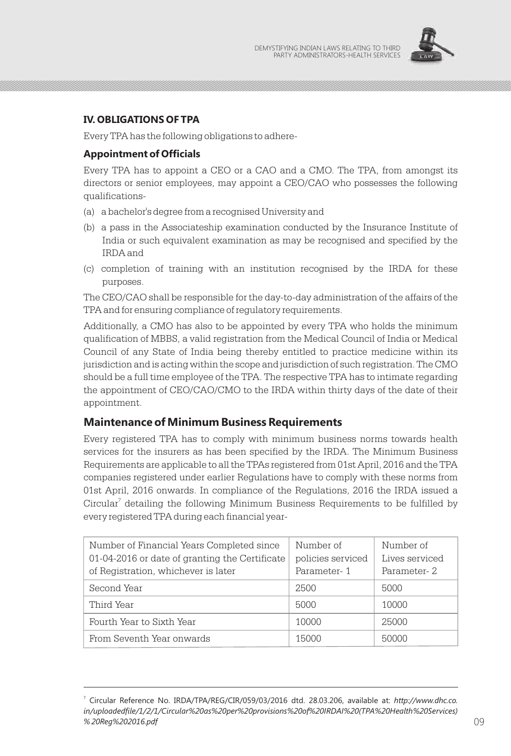## IV. OBLIGATIONS OF TPA

Every TPA has the following obligations to adhere-

### Appointment of Officials

Every TPA has to appoint a CEO or a CAO and a CMO. The TPA, from amongst its directors or senior employees, may appoint a CEO/CAO who possesses the following qualifications-

(a) a bachelor's degree from a recognised University and

(b) a pass in the Associateship examination conducted by the Insurance Institute of India or such equivalent examination as may be recognised and specified by the IRDA and

(c) completion of training with an institution recognised by the IRDA for these purposes.

The CEO/CAO shall be responsible for the day-to-day administration of the affairs of the TPA and for ensuring compliance of regulatory requirements.

Additionally, a CMO has also to be appointed by every TPA who holds the minimum qualification of MBBS, a valid registration from the Medical Council of India or Medical Council of any State of India being thereby entitled to practice medicine within its jurisdiction and is acting within the scope and jurisdiction of such registration. The CMO should be a full time employee of the TPA. The respective TPA has to intimate regarding the appointment of CEO/CAO/CMO to the IRDA within thirty days of the date of their appointment.

### Maintenance of Minimum Business Requirements

Every registered TPA has to comply with minimum business norms towards health services for the insurers as has been specified by the IRDA. The Minimum Business Requirements are applicable to all the TPAs registered from 01st April, 2016 and the TPA companies registered under earlier Regulations have to comply with these norms from 01st April, 2016 onwards. In compliance of the Regulations, 2016 the IRDA issued a Circular[7] detailing the following Minimum Business Requirements to be fulfilled by every registered TPA during each financial year-

| Number of Financial Years Completed since 01-04-2016 or date of granting the Certificate of Registration, whichever is later | Number of policies serviced Parameter- 1 | Number of Lives serviced Parameter- 2 |
|---|---|---|
| Second Year | 2500 | 5000 |
| Third Year | 5000 | 10000 |
| Fourth Year to Sixth Year | 10000 | 25000 |
| From Seventh Year onwards | 15000 | 50000 |

---

[7] Circular Reference No. IRDA/TPA/REG/CIR/059/03/2016 dtd. 28.03.206, available at: *http://www.dhc.co.in/uploadedfile/1/2/1/Circular%20as%20per%20provisions%20of%20IRDAI%20(TPA%20Health%20Services)%20Reg%202016.pdf*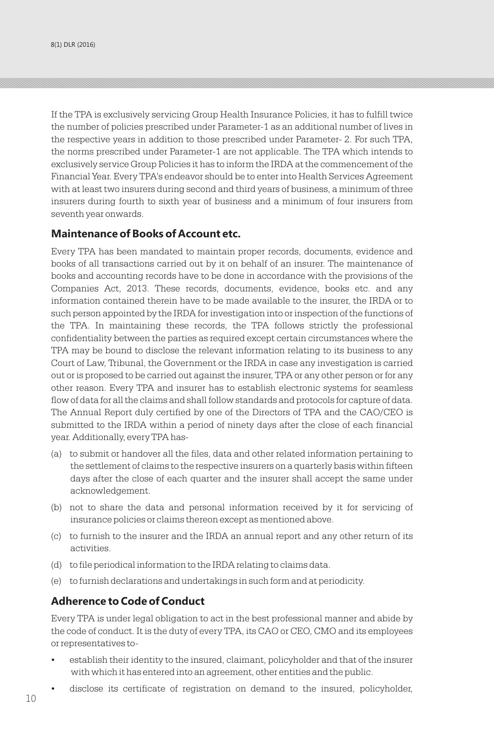If the TPA is exclusively servicing Group Health Insurance Policies, it has to fulfill twice the number of policies prescribed under Parameter-1 as an additional number of lives in the respective years in addition to those prescribed under Parameter- 2. For such TPA, the norms prescribed under Parameter-1 are not applicable. The TPA which intends to exclusively service Group Policies it has to inform the IRDA at the commencement of the Financial Year. Every TPA's endeavor should be to enter into Health Services Agreement with at least two insurers during second and third years of business, a minimum of three insurers during fourth to sixth year of business and a minimum of four insurers from seventh year onwards.

## Maintenance of Books of Account etc.

Every TPA has been mandated to maintain proper records, documents, evidence and books of all transactions carried out by it on behalf of an insurer. The maintenance of books and accounting records have to be done in accordance with the provisions of the Companies Act, 2013. These records, documents, evidence, books etc. and any information contained therein have to be made available to the insurer, the IRDA or to such person appointed by the IRDA for investigation into or inspection of the functions of the TPA. In maintaining these records, the TPA follows strictly the professional confidentiality between the parties as required except certain circumstances where the TPA may be bound to disclose the relevant information relating to its business to any Court of Law, Tribunal, the Government or the IRDA in case any investigation is carried out or is proposed to be carried out against the insurer, TPA or any other person or for any other reason. Every TPA and insurer has to establish electronic systems for seamless flow of data for all the claims and shall follow standards and protocols for capture of data. The Annual Report duly certified by one of the Directors of TPA and the CAO/CEO is submitted to the IRDA within a period of ninety days after the close of each financial year. Additionally, every TPA has-

(a) to submit or handover all the files, data and other related information pertaining to the settlement of claims to the respective insurers on a quarterly basis within fifteen days after the close of each quarter and the insurer shall accept the same under acknowledgement.

(b) not to share the data and personal information received by it for servicing of insurance policies or claims thereon except as mentioned above.

(c) to furnish to the insurer and the IRDA an annual report and any other return of its activities.

(d) to file periodical information to the IRDA relating to claims data.

(e) to furnish declarations and undertakings in such form and at periodicity.

## Adherence to Code of Conduct

Every TPA is under legal obligation to act in the best professional manner and abide by the code of conduct. It is the duty of every TPA, its CAO or CEO, CMO and its employees or representatives to-

- establish their identity to the insured, claimant, policyholder and that of the insurer with which it has entered into an agreement, other entities and the public.
- disclose its certificate of registration on demand to the insured, policyholder,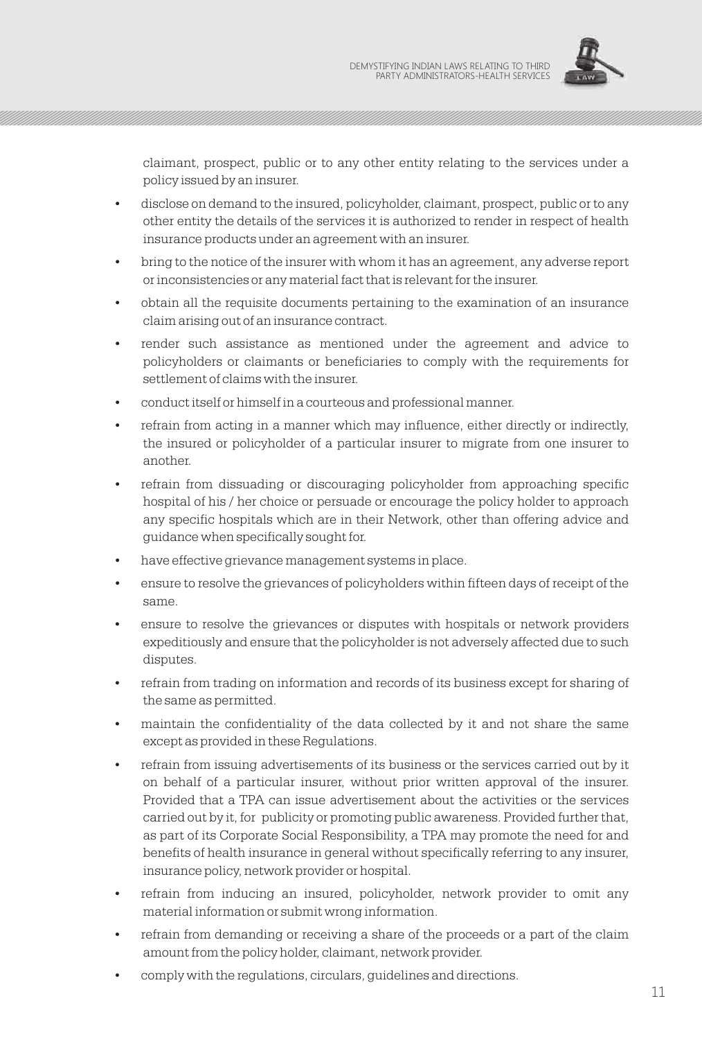claimant, prospect, public or to any other entity relating to the services under a policy issued by an insurer.

- disclose on demand to the insured, policyholder, claimant, prospect, public or to any other entity the details of the services it is authorized to render in respect of health insurance products under an agreement with an insurer.
- bring to the notice of the insurer with whom it has an agreement, any adverse report or inconsistencies or any material fact that is relevant for the insurer.
- obtain all the requisite documents pertaining to the examination of an insurance claim arising out of an insurance contract.
- render such assistance as mentioned under the agreement and advice to policyholders or claimants or beneficiaries to comply with the requirements for settlement of claims with the insurer.
- conduct itself or himself in a courteous and professional manner.
- refrain from acting in a manner which may influence, either directly or indirectly, the insured or policyholder of a particular insurer to migrate from one insurer to another.
- refrain from dissuading or discouraging policyholder from approaching specific hospital of his / her choice or persuade or encourage the policy holder to approach any specific hospitals which are in their Network, other than offering advice and guidance when specifically sought for.
- have effective grievance management systems in place.
- ensure to resolve the grievances of policyholders within fifteen days of receipt of the same.
- ensure to resolve the grievances or disputes with hospitals or network providers expeditiously and ensure that the policyholder is not adversely affected due to such disputes.
- refrain from trading on information and records of its business except for sharing of the same as permitted.
- maintain the confidentiality of the data collected by it and not share the same except as provided in these Regulations.
- refrain from issuing advertisements of its business or the services carried out by it on behalf of a particular insurer, without prior written approval of the insurer. Provided that a TPA can issue advertisement about the activities or the services carried out by it, for publicity or promoting public awareness. Provided further that, as part of its Corporate Social Responsibility, a TPA may promote the need for and benefits of health insurance in general without specifically referring to any insurer, insurance policy, network provider or hospital.
- refrain from inducing an insured, policyholder, network provider to omit any material information or submit wrong information.
- refrain from demanding or receiving a share of the proceeds or a part of the claim amount from the policy holder, claimant, network provider.
- comply with the regulations, circulars, guidelines and directions.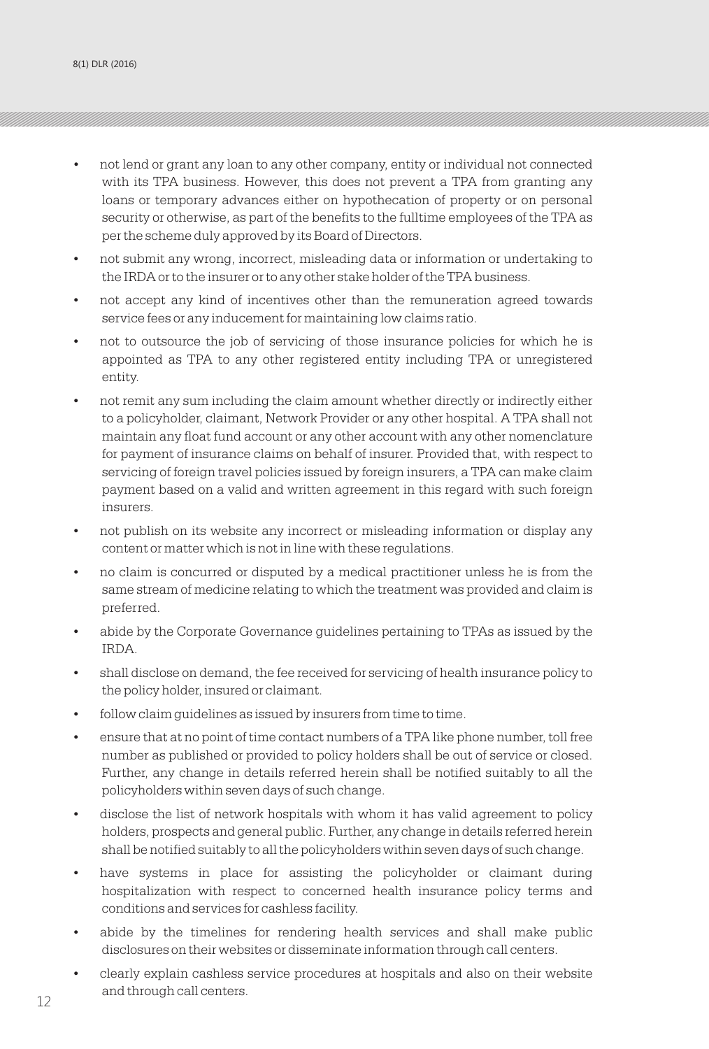- not lend or grant any loan to any other company, entity or individual not connected with its TPA business. However, this does not prevent a TPA from granting any loans or temporary advances either on hypothecation of property or on personal security or otherwise, as part of the benefits to the fulltime employees of the TPA as per the scheme duly approved by its Board of Directors.
- not submit any wrong, incorrect, misleading data or information or undertaking to the IRDA or to the insurer or to any other stake holder of the TPA business.
- not accept any kind of incentives other than the remuneration agreed towards service fees or any inducement for maintaining low claims ratio.
- not to outsource the job of servicing of those insurance policies for which he is appointed as TPA to any other registered entity including TPA or unregistered entity.
- not remit any sum including the claim amount whether directly or indirectly either to a policyholder, claimant, Network Provider or any other hospital. A TPA shall not maintain any float fund account or any other account with any other nomenclature for payment of insurance claims on behalf of insurer. Provided that, with respect to servicing of foreign travel policies issued by foreign insurers, a TPA can make claim payment based on a valid and written agreement in this regard with such foreign insurers.
- not publish on its website any incorrect or misleading information or display any content or matter which is not in line with these regulations.
- no claim is concurred or disputed by a medical practitioner unless he is from the same stream of medicine relating to which the treatment was provided and claim is preferred.
- abide by the Corporate Governance guidelines pertaining to TPAs as issued by the IRDA.
- shall disclose on demand, the fee received for servicing of health insurance policy to the policy holder, insured or claimant.
- follow claim guidelines as issued by insurers from time to time.
- ensure that at no point of time contact numbers of a TPA like phone number, toll free number as published or provided to policy holders shall be out of service or closed. Further, any change in details referred herein shall be notified suitably to all the policyholders within seven days of such change.
- disclose the list of network hospitals with whom it has valid agreement to policy holders, prospects and general public. Further, any change in details referred herein shall be notified suitably to all the policyholders within seven days of such change.
- have systems in place for assisting the policyholder or claimant during hospitalization with respect to concerned health insurance policy terms and conditions and services for cashless facility.
- abide by the timelines for rendering health services and shall make public disclosures on their websites or disseminate information through call centers.
- clearly explain cashless service procedures at hospitals and also on their website and through call centers.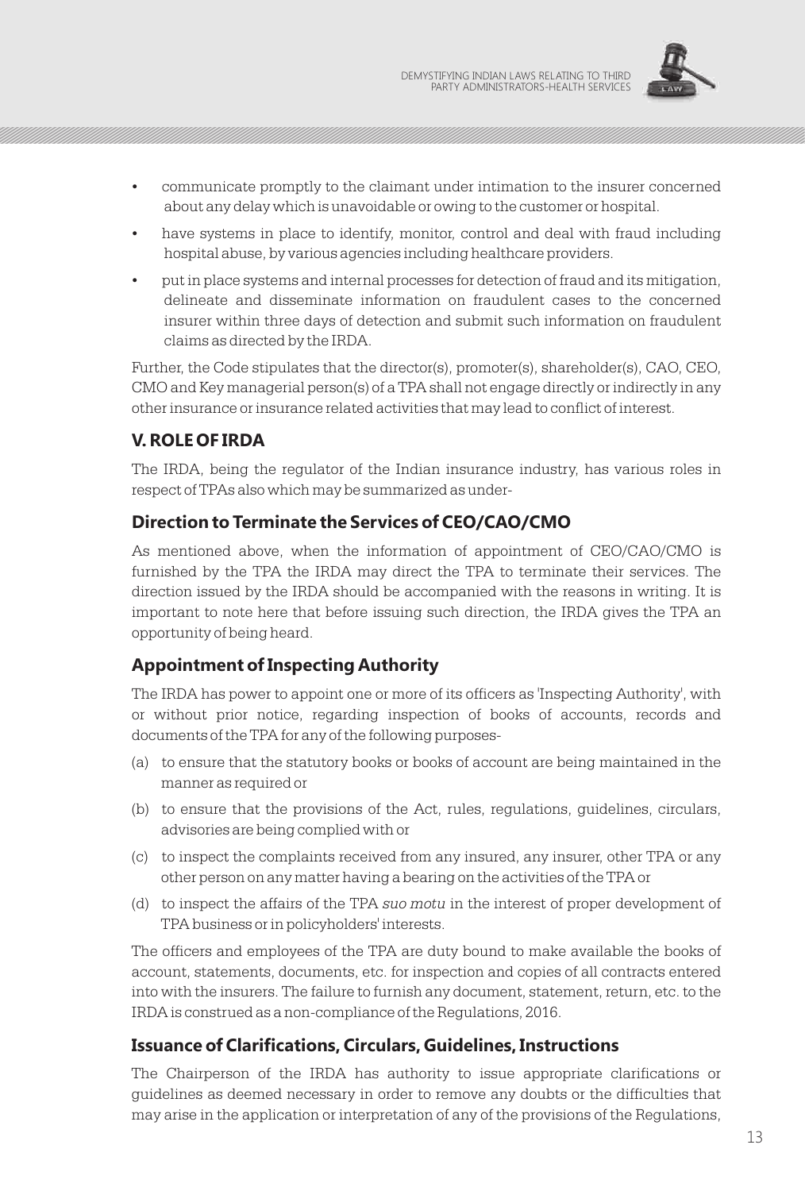- communicate promptly to the claimant under intimation to the insurer concerned about any delay which is unavoidable or owing to the customer or hospital.
- have systems in place to identify, monitor, control and deal with fraud including hospital abuse, by various agencies including healthcare providers.
- put in place systems and internal processes for detection of fraud and its mitigation, delineate and disseminate information on fraudulent cases to the concerned insurer within three days of detection and submit such information on fraudulent claims as directed by the IRDA.

Further, the Code stipulates that the director(s), promoter(s), shareholder(s), CAO, CEO, CMO and Key managerial person(s) of a TPA shall not engage directly or indirectly in any other insurance or insurance related activities that may lead to conflict of interest.

## V. ROLE OF IRDA

The IRDA, being the regulator of the Indian insurance industry, has various roles in respect of TPAs also which may be summarized as under-

### Direction to Terminate the Services of CEO/CAO/CMO

As mentioned above, when the information of appointment of CEO/CAO/CMO is furnished by the TPA the IRDA may direct the TPA to terminate their services. The direction issued by the IRDA should be accompanied with the reasons in writing. It is important to note here that before issuing such direction, the IRDA gives the TPA an opportunity of being heard.

### Appointment of Inspecting Authority

The IRDA has power to appoint one or more of its officers as 'Inspecting Authority', with or without prior notice, regarding inspection of books of accounts, records and documents of the TPA for any of the following purposes-

(a) to ensure that the statutory books or books of account are being maintained in the manner as required or

(b) to ensure that the provisions of the Act, rules, regulations, guidelines, circulars, advisories are being complied with or

(c) to inspect the complaints received from any insured, any insurer, other TPA or any other person on any matter having a bearing on the activities of the TPA or

(d) to inspect the affairs of the TPA *suo motu* in the interest of proper development of TPA business or in policyholders' interests.

The officers and employees of the TPA are duty bound to make available the books of account, statements, documents, etc. for inspection and copies of all contracts entered into with the insurers. The failure to furnish any document, statement, return, etc. to the IRDA is construed as a non-compliance of the Regulations, 2016.

### Issuance of Clarifications, Circulars, Guidelines, Instructions

The Chairperson of the IRDA has authority to issue appropriate clarifications or guidelines as deemed necessary in order to remove any doubts or the difficulties that may arise in the application or interpretation of any of the provisions of the Regulations,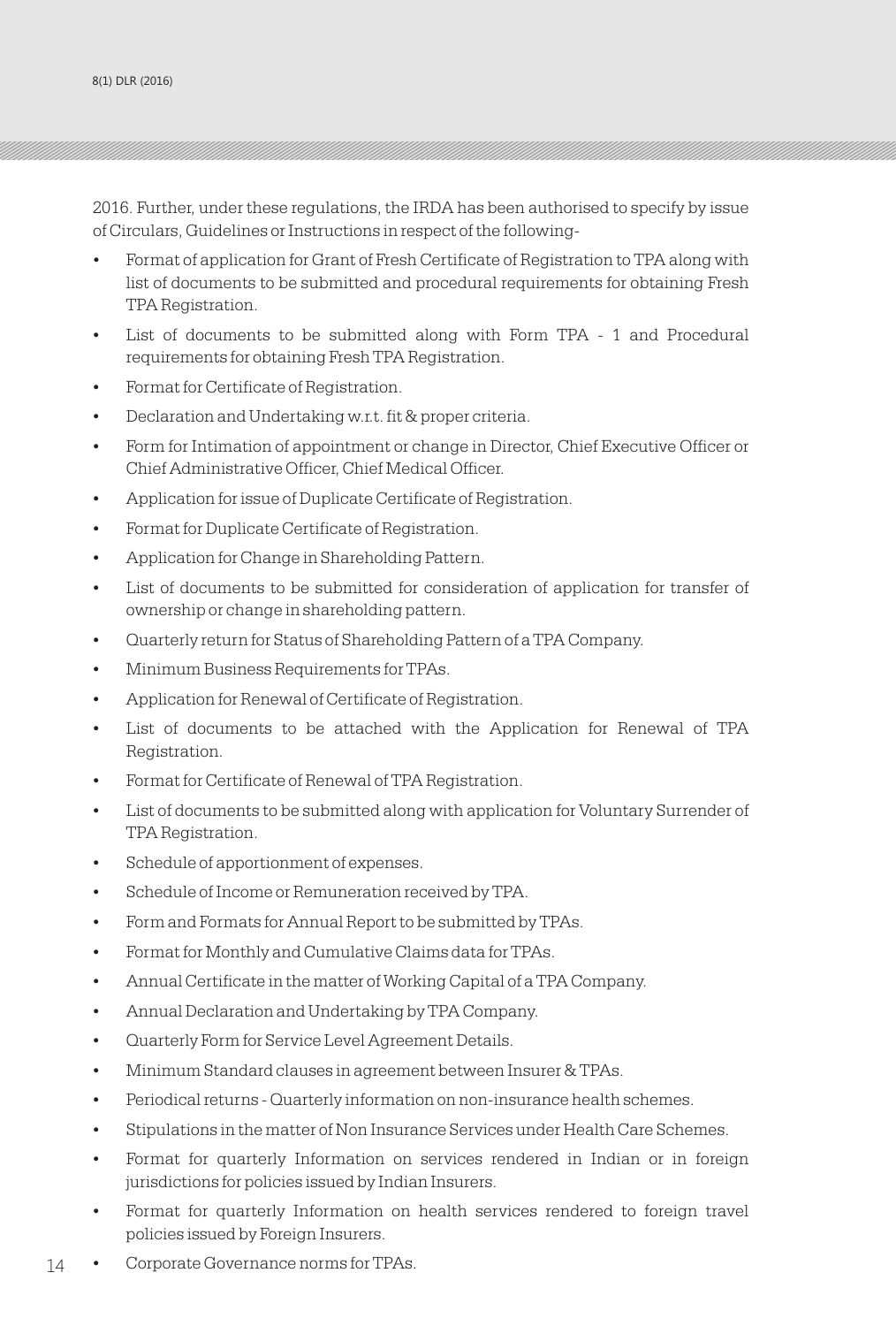2016. Further, under these regulations, the IRDA has been authorised to specify by issue of Circulars, Guidelines or Instructions in respect of the following-

- Format of application for Grant of Fresh Certificate of Registration to TPA along with list of documents to be submitted and procedural requirements for obtaining Fresh TPA Registration.
- List of documents to be submitted along with Form TPA - 1 and Procedural requirements for obtaining Fresh TPA Registration.
- Format for Certificate of Registration.
- Declaration and Undertaking w.r.t. fit & proper criteria.
- Form for Intimation of appointment or change in Director, Chief Executive Officer or Chief Administrative Officer, Chief Medical Officer.
- Application for issue of Duplicate Certificate of Registration.
- Format for Duplicate Certificate of Registration.
- Application for Change in Shareholding Pattern.
- List of documents to be submitted for consideration of application for transfer of ownership or change in shareholding pattern.
- Quarterly return for Status of Shareholding Pattern of a TPA Company.
- Minimum Business Requirements for TPAs.
- Application for Renewal of Certificate of Registration.
- List of documents to be attached with the Application for Renewal of TPA Registration.
- Format for Certificate of Renewal of TPA Registration.
- List of documents to be submitted along with application for Voluntary Surrender of TPA Registration.
- Schedule of apportionment of expenses.
- Schedule of Income or Remuneration received by TPA.
- Form and Formats for Annual Report to be submitted by TPAs.
- Format for Monthly and Cumulative Claims data for TPAs.
- Annual Certificate in the matter of Working Capital of a TPA Company.
- Annual Declaration and Undertaking by TPA Company.
- Quarterly Form for Service Level Agreement Details.
- Minimum Standard clauses in agreement between Insurer & TPAs.
- Periodical returns - Quarterly information on non-insurance health schemes.
- Stipulations in the matter of Non Insurance Services under Health Care Schemes.
- Format for quarterly Information on services rendered in Indian or in foreign jurisdictions for policies issued by Indian Insurers.
- Format for quarterly Information on health services rendered to foreign travel policies issued by Foreign Insurers.
- Corporate Governance norms for TPAs.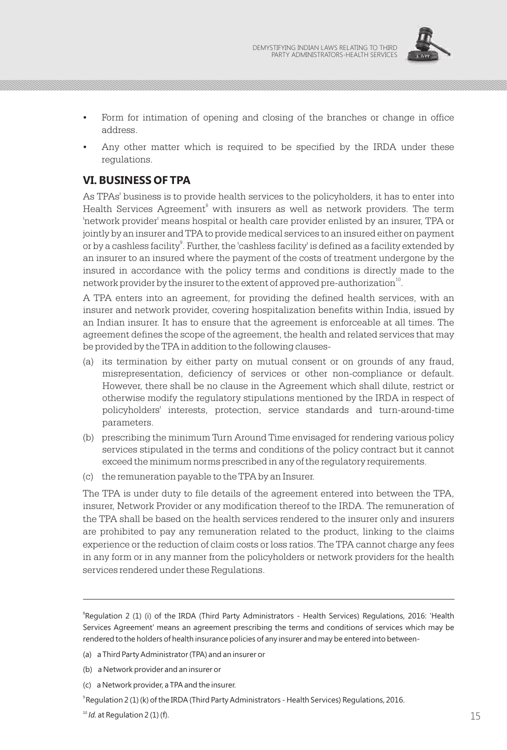- Form for intimation of opening and closing of the branches or change in office address.
- Any other matter which is required to be specified by the IRDA under these regulations.

## VI. BUSINESS OF TPA

As TPAs' business is to provide health services to the policyholders, it has to enter into Health Services Agreement[8] with insurers as well as network providers. The term 'network provider' means hospital or health care provider enlisted by an insurer, TPA or jointly by an insurer and TPA to provide medical services to an insured either on payment or by a cashless facility[9]. Further, the 'cashless facility' is defined as a facility extended by an insurer to an insured where the payment of the costs of treatment undergone by the insured in accordance with the policy terms and conditions is directly made to the network provider by the insurer to the extent of approved pre-authorization[10].

A TPA enters into an agreement, for providing the defined health services, with an insurer and network provider, covering hospitalization benefits within India, issued by an Indian insurer. It has to ensure that the agreement is enforceable at all times. The agreement defines the scope of the agreement, the health and related services that may be provided by the TPA in addition to the following clauses-

(a) its termination by either party on mutual consent or on grounds of any fraud, misrepresentation, deficiency of services or other non-compliance or default. However, there shall be no clause in the Agreement which shall dilute, restrict or otherwise modify the regulatory stipulations mentioned by the IRDA in respect of policyholders' interests, protection, service standards and turn-around-time parameters.

(b) prescribing the minimum Turn Around Time envisaged for rendering various policy services stipulated in the terms and conditions of the policy contract but it cannot exceed the minimum norms prescribed in any of the regulatory requirements.

(c) the remuneration payable to the TPA by an Insurer.

The TPA is under duty to file details of the agreement entered into between the TPA, insurer, Network Provider or any modification thereof to the IRDA. The remuneration of the TPA shall be based on the health services rendered to the insurer only and insurers are prohibited to pay any remuneration related to the product, linking to the claims experience or the reduction of claim costs or loss ratios. The TPA cannot charge any fees in any form or in any manner from the policyholders or network providers for the health services rendered under these Regulations.

---

[8] Regulation 2 (1) (i) of the IRDA (Third Party Administrators - Health Services) Regulations, 2016: 'Health Services Agreement' means an agreement prescribing the terms and conditions of services which may be rendered to the holders of health insurance policies of any insurer and may be entered into between-

(a) a Third Party Administrator (TPA) and an insurer or

(b) a Network provider and an insurer or

(c) a Network provider, a TPA and the insurer.

[9] Regulation 2 (1) (k) of the IRDA (Third Party Administrators - Health Services) Regulations, 2016.

[10] *Id.* at Regulation 2 (1) (f).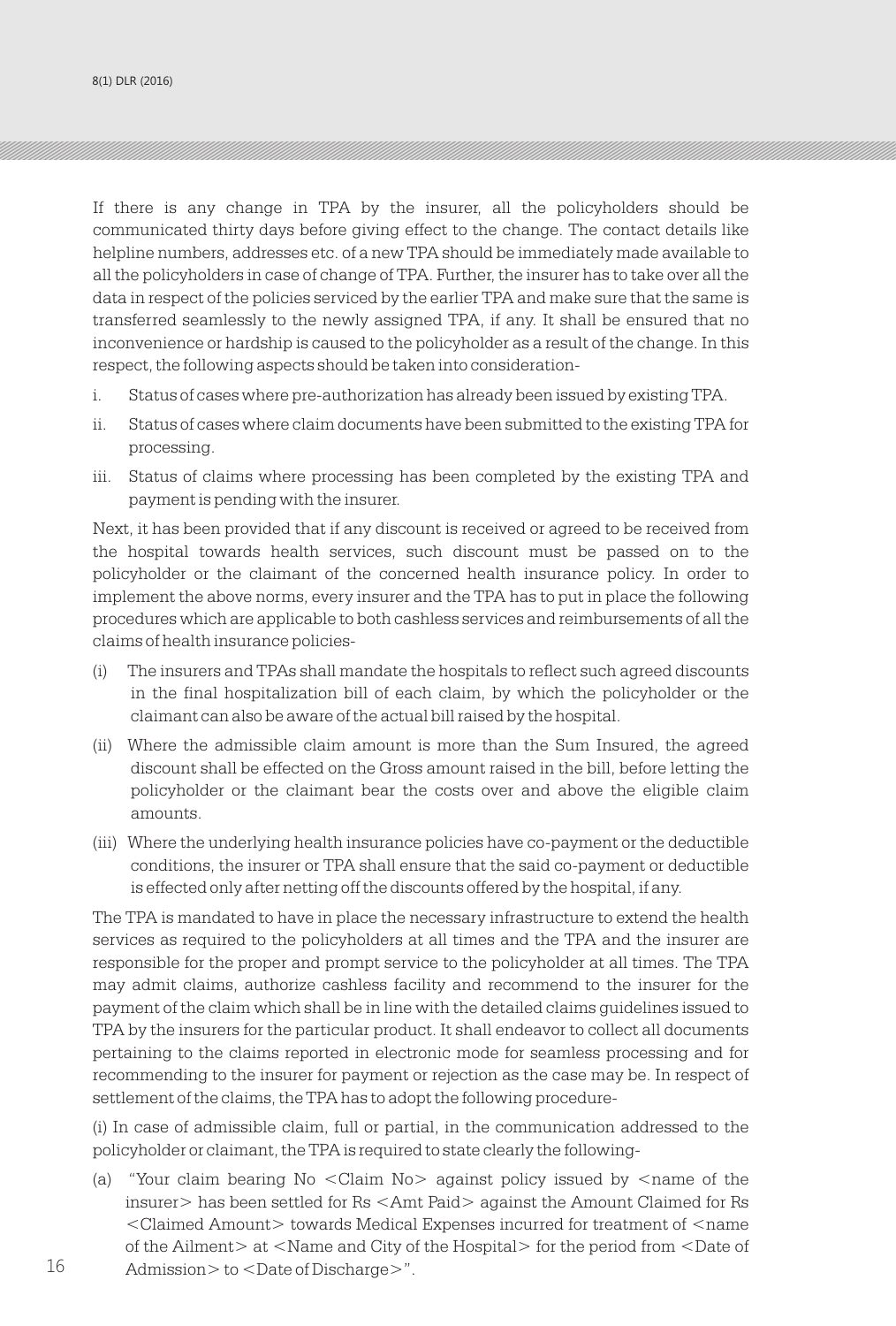If there is any change in TPA by the insurer, all the policyholders should be communicated thirty days before giving effect to the change. The contact details like helpline numbers, addresses etc. of a new TPA should be immediately made available to all the policyholders in case of change of TPA. Further, the insurer has to take over all the data in respect of the policies serviced by the earlier TPA and make sure that the same is transferred seamlessly to the newly assigned TPA, if any. It shall be ensured that no inconvenience or hardship is caused to the policyholder as a result of the change. In this respect, the following aspects should be taken into consideration-

i. Status of cases where pre-authorization has already been issued by existing TPA.

ii. Status of cases where claim documents have been submitted to the existing TPA for processing.

iii. Status of claims where processing has been completed by the existing TPA and payment is pending with the insurer.

Next, it has been provided that if any discount is received or agreed to be received from the hospital towards health services, such discount must be passed on to the policyholder or the claimant of the concerned health insurance policy. In order to implement the above norms, every insurer and the TPA has to put in place the following procedures which are applicable to both cashless services and reimbursements of all the claims of health insurance policies-

(i) The insurers and TPAs shall mandate the hospitals to reflect such agreed discounts in the final hospitalization bill of each claim, by which the policyholder or the claimant can also be aware of the actual bill raised by the hospital.

(ii) Where the admissible claim amount is more than the Sum Insured, the agreed discount shall be effected on the Gross amount raised in the bill, before letting the policyholder or the claimant bear the costs over and above the eligible claim amounts.

(iii) Where the underlying health insurance policies have co-payment or the deductible conditions, the insurer or TPA shall ensure that the said co-payment or deductible is effected only after netting off the discounts offered by the hospital, if any.

The TPA is mandated to have in place the necessary infrastructure to extend the health services as required to the policyholders at all times and the TPA and the insurer are responsible for the proper and prompt service to the policyholder at all times. The TPA may admit claims, authorize cashless facility and recommend to the insurer for the payment of the claim which shall be in line with the detailed claims guidelines issued to TPA by the insurers for the particular product. It shall endeavor to collect all documents pertaining to the claims reported in electronic mode for seamless processing and for recommending to the insurer for payment or rejection as the case may be. In respect of settlement of the claims, the TPA has to adopt the following procedure-

(i) In case of admissible claim, full or partial, in the communication addressed to the policyholder or claimant, the TPA is required to state clearly the following-

(a) "Your claim bearing No <Claim No> against policy issued by <name of the insurer> has been settled for Rs <Amt Paid> against the Amount Claimed for Rs <Claimed Amount> towards Medical Expenses incurred for treatment of <name of the Ailment> at <Name and City of the Hospital> for the period from <Date of Admission> to <Date of Discharge>".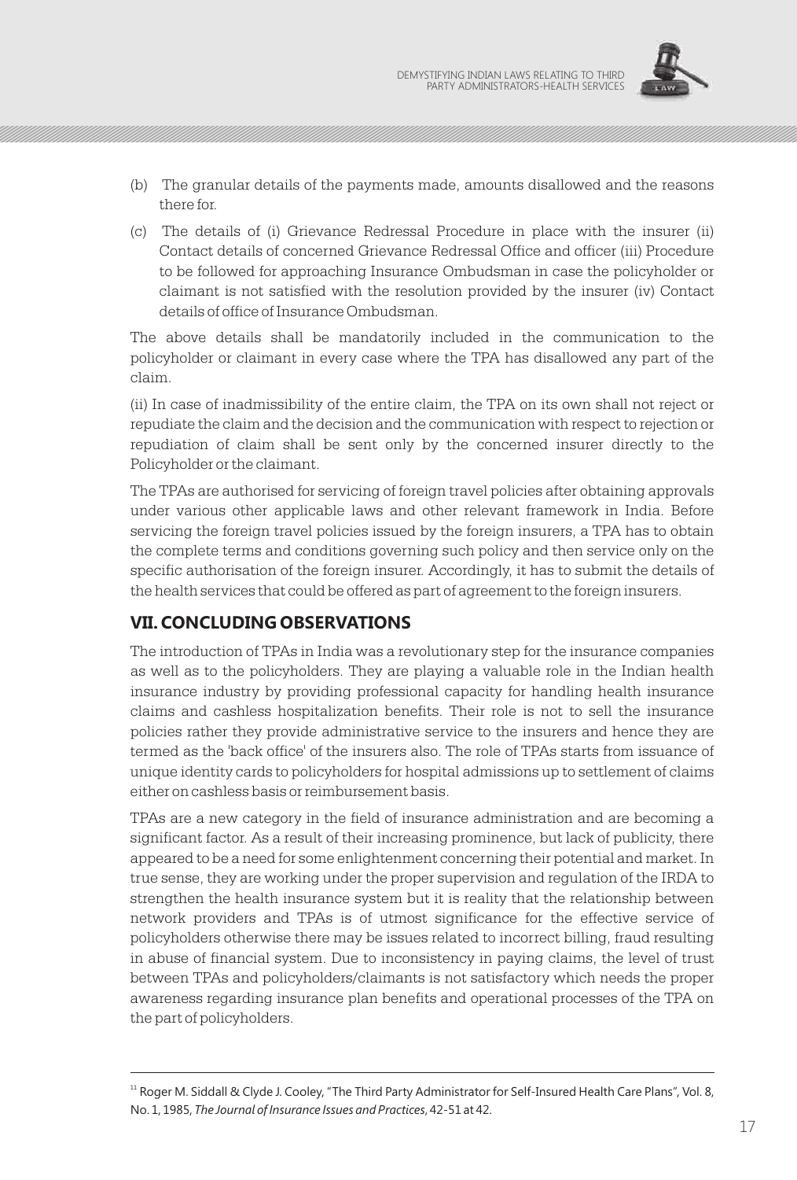(b) The granular details of the payments made, amounts disallowed and the reasons there for.

(c) The details of (i) Grievance Redressal Procedure in place with the insurer (ii) Contact details of concerned Grievance Redressal Office and officer (iii) Procedure to be followed for approaching Insurance Ombudsman in case the policyholder or claimant is not satisfied with the resolution provided by the insurer (iv) Contact details of office of Insurance Ombudsman.

The above details shall be mandatorily included in the communication to the policyholder or claimant in every case where the TPA has disallowed any part of the claim.

(ii) In case of inadmissibility of the entire claim, the TPA on its own shall not reject or repudiate the claim and the decision and the communication with respect to rejection or repudiation of claim shall be sent only by the concerned insurer directly to the Policyholder or the claimant.

The TPAs are authorised for servicing of foreign travel policies after obtaining approvals under various other applicable laws and other relevant framework in India. Before servicing the foreign travel policies issued by the foreign insurers, a TPA has to obtain the complete terms and conditions governing such policy and then service only on the specific authorisation of the foreign insurer. Accordingly, it has to submit the details of the health services that could be offered as part of agreement to the foreign insurers.

## VII. CONCLUDING OBSERVATIONS

The introduction of TPAs in India was a revolutionary step for the insurance companies as well as to the policyholders. They are playing a valuable role in the Indian health insurance industry by providing professional capacity for handling health insurance claims and cashless hospitalization benefits. Their role is not to sell the insurance policies rather they provide administrative service to the insurers and hence they are termed as the 'back office' of the insurers also. The role of TPAs starts from issuance of unique identity cards to policyholders for hospital admissions up to settlement of claims either on cashless basis or reimbursement basis.

TPAs are a new category in the field of insurance administration and are becoming a significant factor. As a result of their increasing prominence, but lack of publicity, there appeared to be a need for some enlightenment concerning their potential and market. In true sense, they are working under the proper supervision and regulation of the IRDA to strengthen the health insurance system but it is reality that the relationship between network providers and TPAs is of utmost significance for the effective service of policyholders otherwise there may be issues related to incorrect billing, fraud resulting in abuse of financial system. Due to inconsistency in paying claims, the level of trust between TPAs and policyholders/claimants is not satisfactory which needs the proper awareness regarding insurance plan benefits and operational processes of the TPA on the part of policyholders.

---

[11] Roger M. Siddall & Clyde J. Cooley, "The Third Party Administrator for Self-Insured Health Care Plans", Vol. 8, No. 1, 1985, *The Journal of Insurance Issues and Practices*, 42-51 at 42.